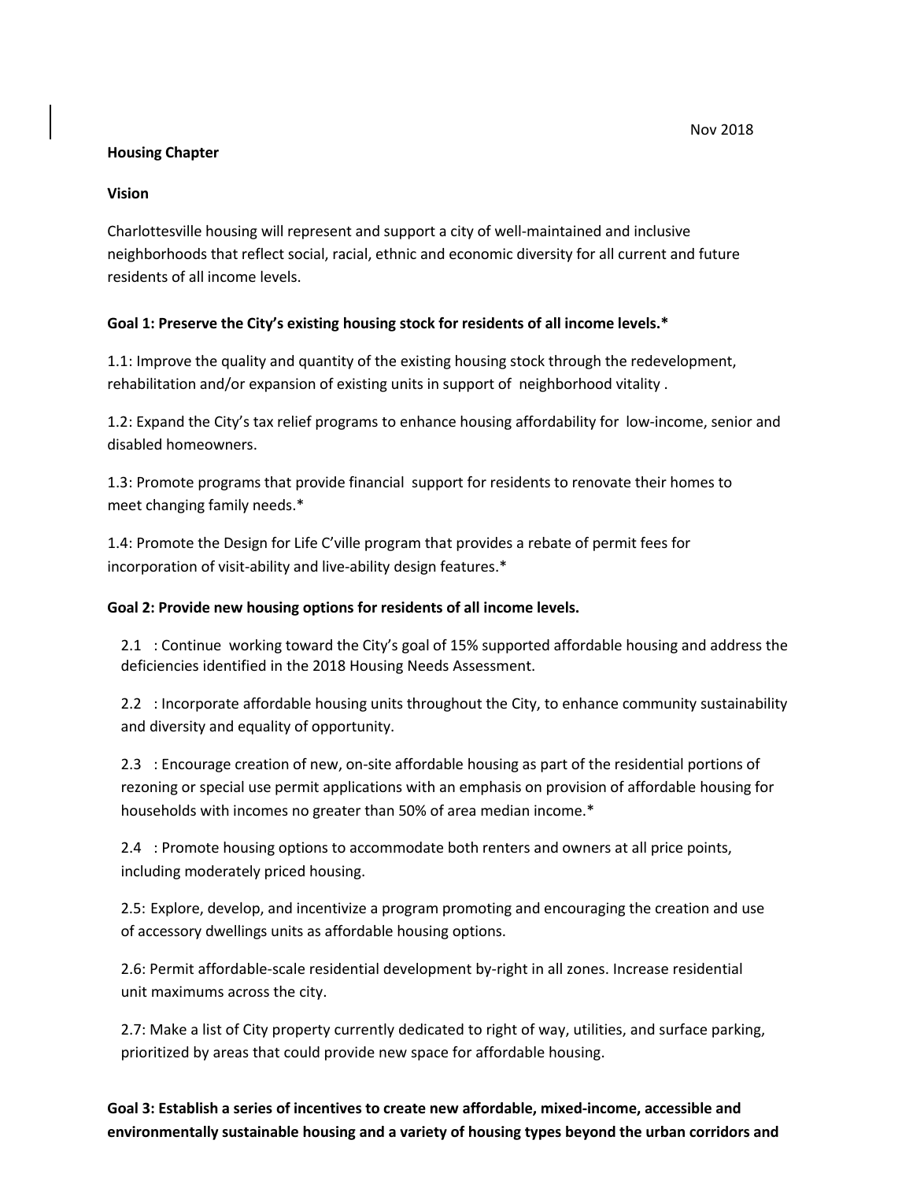Nov 2018

**Housing Chapter**

**Vision**

Charlottesville housing will represent and support a city of well-maintained and inclusive neighborhoods that reflect social, racial, ethnic and economic diversity for all current and future residents of all income levels.

**Goal 1: Preserve the City's existing housing stock for residents of all income levels.***

1.1: Improve the quality and quantity of the existing housing stock through the redevelopment, rehabilitation and/or expansion of existing units in support of neighborhood vitality .

1.2: Expand the City's tax relief programs to enhance housing affordability for low-income, senior and disabled homeowners.

1.3: Promote programs that provide financial support for residents to renovate their homes to meet changing family needs.*

1.4: Promote the Design for Life C'ville program that provides a rebate of permit fees for incorporation of visit-ability and live-ability design features.*

**Goal 2: Provide new housing options for residents of all income levels.**

2.1 : Continue working toward the City's goal of 15% supported affordable housing and address the deficiencies identified in the 2018 Housing Needs Assessment.

2.2 : Incorporate affordable housing units throughout the City, to enhance community sustainability and diversity and equality of opportunity.

2.3 : Encourage creation of new, on-site affordable housing as part of the residential portions of rezoning or special use permit applications with an emphasis on provision of affordable housing for households with incomes no greater than 50% of area median income.*

2.4 : Promote housing options to accommodate both renters and owners at all price points, including moderately priced housing.

2.5: Explore, develop, and incentivize a program promoting and encouraging the creation and use of accessory dwellings units as affordable housing options.

2.6: Permit affordable-scale residential development by-right in all zones. Increase residential unit maximums across the city.

2.7: Make a list of City property currently dedicated to right of way, utilities, and surface parking, prioritized by areas that could provide new space for affordable housing.

**Goal 3: Establish a series of incentives to create new affordable, mixed-income, accessible and environmentally sustainable housing and a variety of housing types beyond the urban corridors and**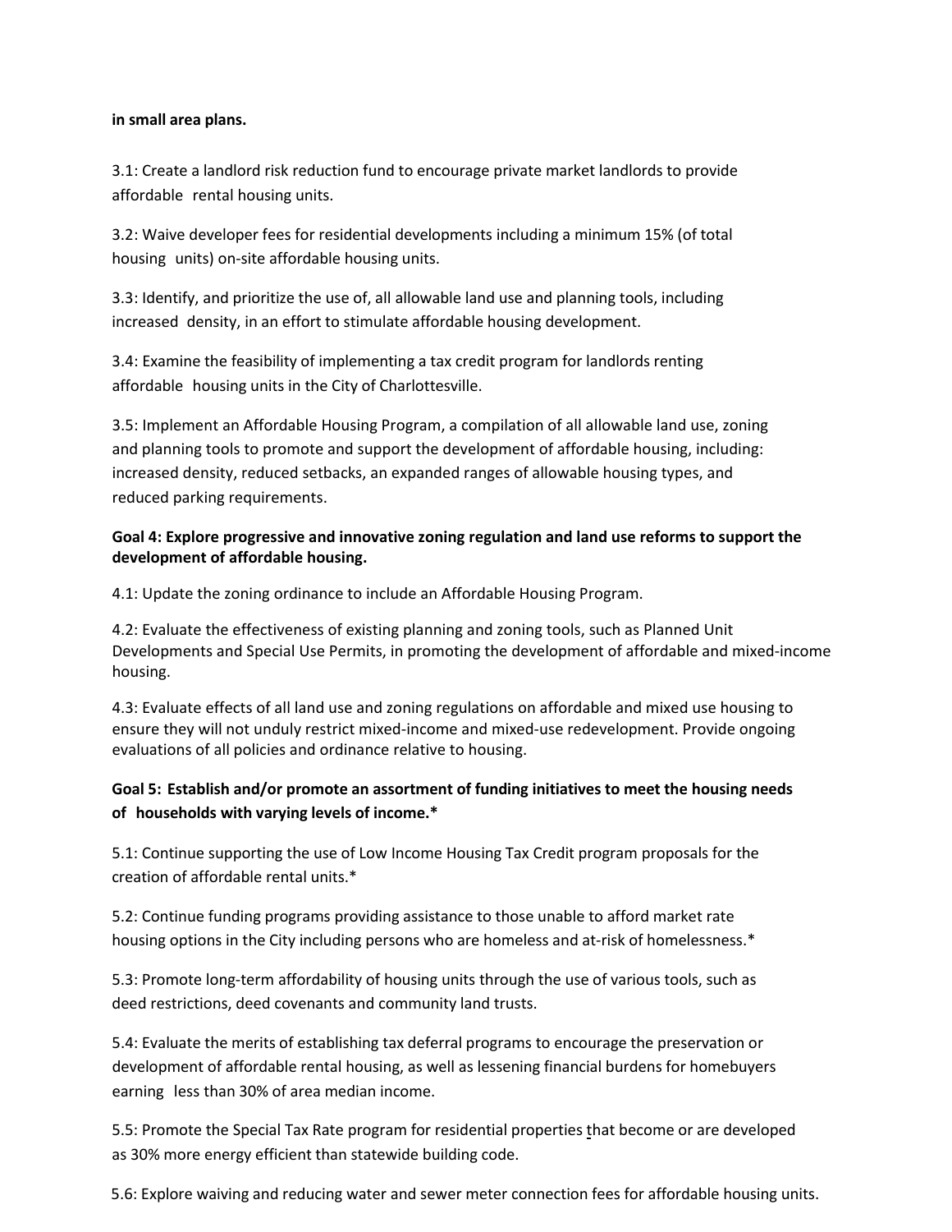**in small area plans.**

3.1: Create a landlord risk reduction fund to encourage private market landlords to provide affordable rental housing units.

3.2: Waive developer fees for residential developments including a minimum 15% (of total housing units) on-site affordable housing units.

3.3: Identify, and prioritize the use of, all allowable land use and planning tools, including increased density, in an effort to stimulate affordable housing development.

3.4: Examine the feasibility of implementing a tax credit program for landlords renting affordable housing units in the City of Charlottesville.

3.5: Implement an Affordable Housing Program, a compilation of all allowable land use, zoning and planning tools to promote and support the development of affordable housing, including: increased density, reduced setbacks, an expanded ranges of allowable housing types, and reduced parking requirements.

**Goal 4: Explore progressive and innovative zoning regulation and land use reforms to support the development of affordable housing.**

4.1: Update the zoning ordinance to include an Affordable Housing Program.

4.2: Evaluate the effectiveness of existing planning and zoning tools, such as Planned Unit Developments and Special Use Permits, in promoting the development of affordable and mixed-income housing.

4.3: Evaluate effects of all land use and zoning regulations on affordable and mixed use housing to ensure they will not unduly restrict mixed-income and mixed-use redevelopment. Provide ongoing evaluations of all policies and ordinance relative to housing.

**Goal 5: Establish and/or promote an assortment of funding initiatives to meet the housing needs of households with varying levels of income.***

5.1: Continue supporting the use of Low Income Housing Tax Credit program proposals for the creation of affordable rental units.*

5.2: Continue funding programs providing assistance to those unable to afford market rate housing options in the City including persons who are homeless and at-risk of homelessness.*

5.3: Promote long-term affordability of housing units through the use of various tools, such as deed restrictions, deed covenants and community land trusts.

5.4: Evaluate the merits of establishing tax deferral programs to encourage the preservation or development of affordable rental housing, as well as lessening financial burdens for homebuyers earning less than 30% of area median income.

5.5: Promote the Special Tax Rate program for residential properties that become or are developed as 30% more energy efficient than statewide building code.

5.6: Explore waiving and reducing water and sewer meter connection fees for affordable housing units.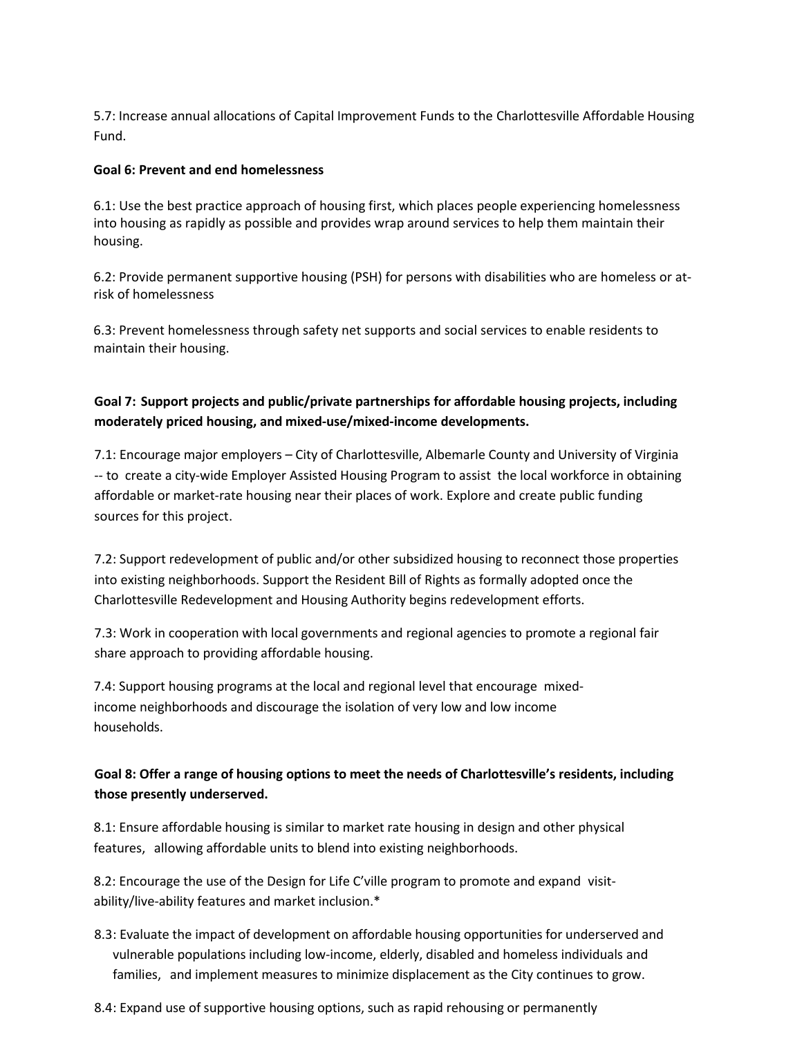5.7: Increase annual allocations of Capital Improvement Funds to the Charlottesville Affordable Housing Fund.

**Goal 6: Prevent and end homelessness**

6.1: Use the best practice approach of housing first, which places people experiencing homelessness into housing as rapidly as possible and provides wrap around services to help them maintain their housing.

6.2: Provide permanent supportive housing (PSH) for persons with disabilities who are homeless or at-risk of homelessness

6.3: Prevent homelessness through safety net supports and social services to enable residents to maintain their housing.

**Goal 7: Support projects and public/private partnerships for affordable housing projects, including moderately priced housing, and mixed-use/mixed-income developments.**

7.1: Encourage major employers – City of Charlottesville, Albemarle County and University of Virginia -- to create a city-wide Employer Assisted Housing Program to assist the local workforce in obtaining affordable or market-rate housing near their places of work. Explore and create public funding sources for this project.

7.2: Support redevelopment of public and/or other subsidized housing to reconnect those properties into existing neighborhoods. Support the Resident Bill of Rights as formally adopted once the Charlottesville Redevelopment and Housing Authority begins redevelopment efforts.

7.3: Work in cooperation with local governments and regional agencies to promote a regional fair share approach to providing affordable housing.

7.4: Support housing programs at the local and regional level that encourage mixed-income neighborhoods and discourage the isolation of very low and low income households.

**Goal 8: Offer a range of housing options to meet the needs of Charlottesville's residents, including those presently underserved.**

8.1: Ensure affordable housing is similar to market rate housing in design and other physical features, allowing affordable units to blend into existing neighborhoods.

8.2: Encourage the use of the Design for Life C'ville program to promote and expand visit-ability/live-ability features and market inclusion.*

8.3: Evaluate the impact of development on affordable housing opportunities for underserved and vulnerable populations including low-income, elderly, disabled and homeless individuals and families, and implement measures to minimize displacement as the City continues to grow.

8.4: Expand use of supportive housing options, such as rapid rehousing or permanently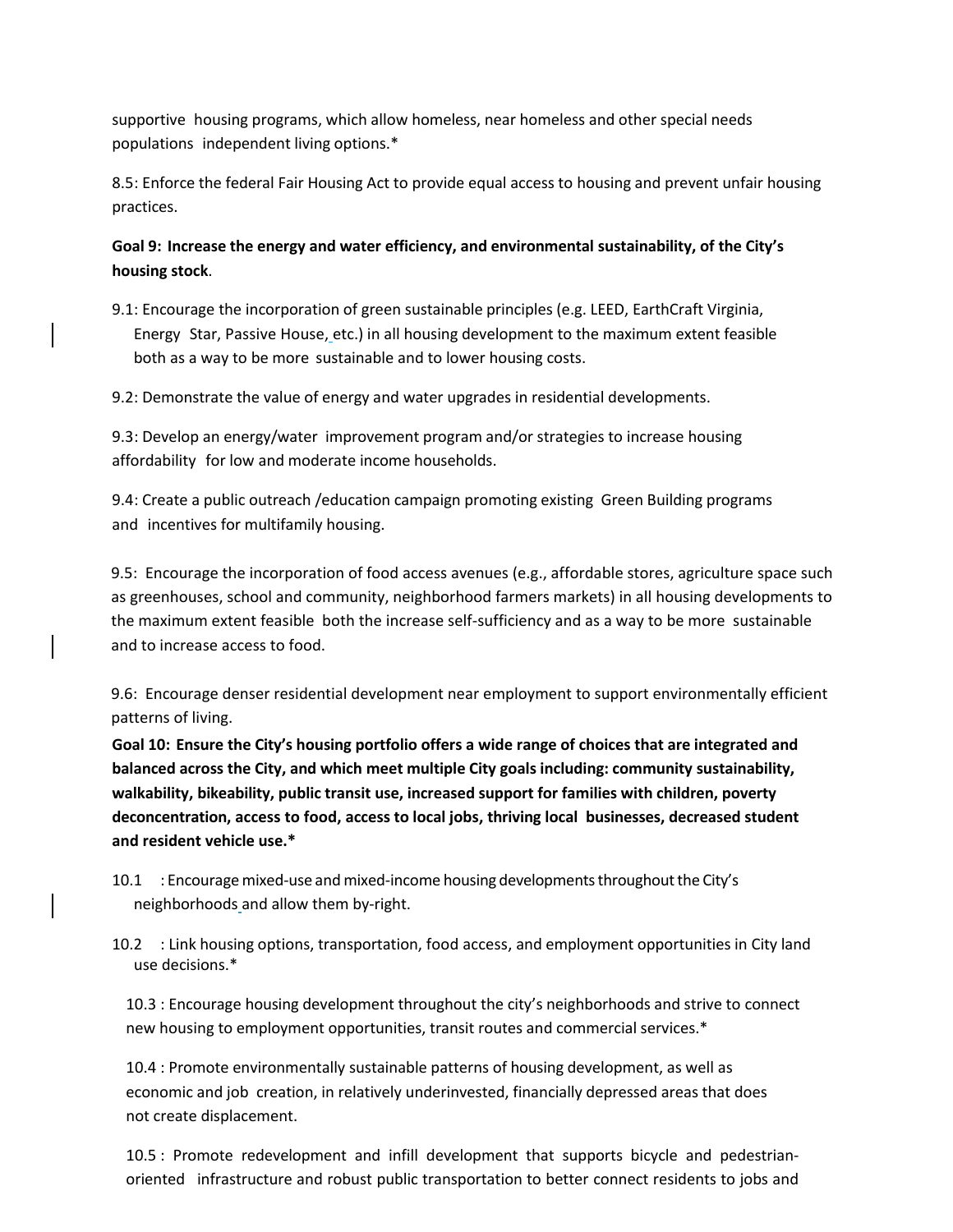supportive housing programs, which allow homeless, near homeless and other special needs populations independent living options.*

8.5: Enforce the federal Fair Housing Act to provide equal access to housing and prevent unfair housing practices.

**Goal 9: Increase the energy and water efficiency, and environmental sustainability, of the City's housing stock**.

9.1: Encourage the incorporation of green sustainable principles (e.g. LEED, EarthCraft Virginia, Energy Star, Passive House, etc.) in all housing development to the maximum extent feasible both as a way to be more sustainable and to lower housing costs.

9.2: Demonstrate the value of energy and water upgrades in residential developments.

9.3: Develop an energy/water improvement program and/or strategies to increase housing affordability for low and moderate income households.

9.4: Create a public outreach /education campaign promoting existing Green Building programs and incentives for multifamily housing.

9.5: Encourage the incorporation of food access avenues (e.g., affordable stores, agriculture space such as greenhouses, school and community, neighborhood farmers markets) in all housing developments to the maximum extent feasible both the increase self-sufficiency and as a way to be more sustainable and to increase access to food.

9.6: Encourage denser residential development near employment to support environmentally efficient patterns of living.

**Goal 10: Ensure the City's housing portfolio offers a wide range of choices that are integrated and balanced across the City, and which meet multiple City goals including: community sustainability, walkability, bikeability, public transit use, increased support for families with children, poverty deconcentration, access to food, access to local jobs, thriving local businesses, decreased student and resident vehicle use.***

10.1 : Encourage mixed-use and mixed-income housing developments throughout the City's neighborhoods and allow them by-right.

10.2 : Link housing options, transportation, food access, and employment opportunities in City land use decisions.*

10.3 : Encourage housing development throughout the city's neighborhoods and strive to connect new housing to employment opportunities, transit routes and commercial services.*

10.4 : Promote environmentally sustainable patterns of housing development, as well as economic and job creation, in relatively underinvested, financially depressed areas that does not create displacement.

10.5 : Promote redevelopment and infill development that supports bicycle and pedestrian-oriented infrastructure and robust public transportation to better connect residents to jobs and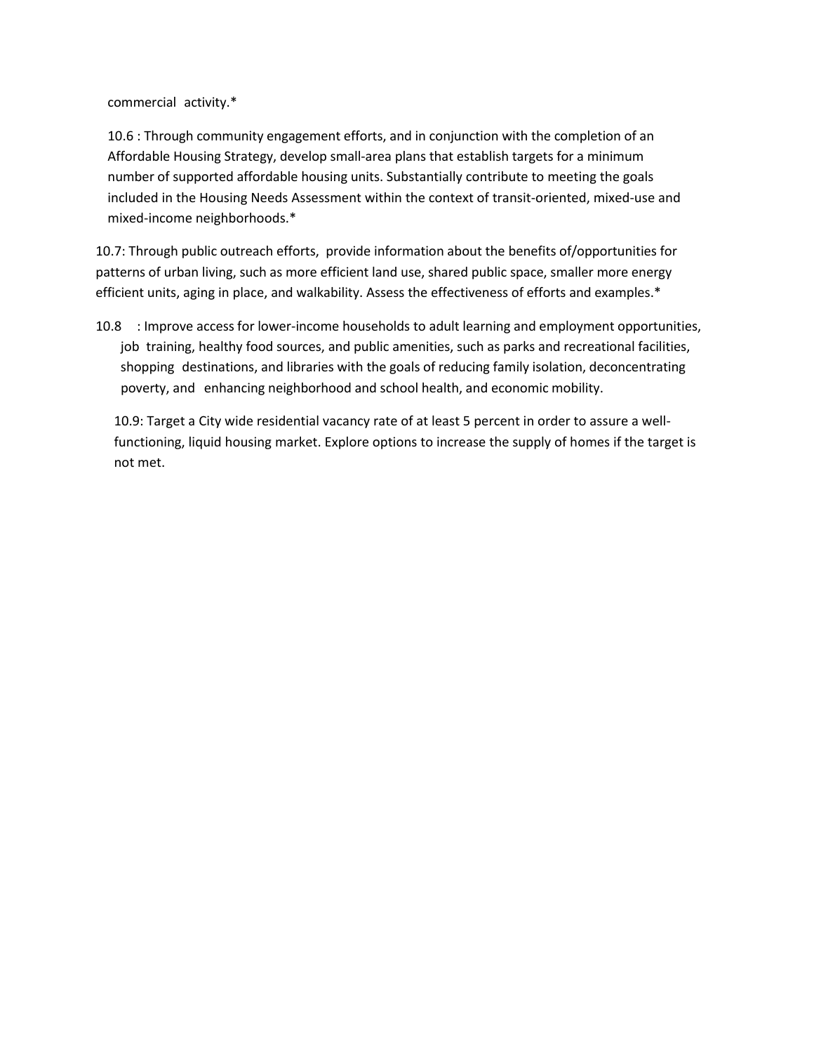commercial activity.*

10.6 : Through community engagement efforts, and in conjunction with the completion of an Affordable Housing Strategy, develop small-area plans that establish targets for a minimum number of supported affordable housing units. Substantially contribute to meeting the goals included in the Housing Needs Assessment within the context of transit-oriented, mixed-use and mixed-income neighborhoods.*

10.7: Through public outreach efforts, provide information about the benefits of/opportunities for patterns of urban living, such as more efficient land use, shared public space, smaller more energy efficient units, aging in place, and walkability. Assess the effectiveness of efforts and examples.*

10.8 : Improve access for lower-income households to adult learning and employment opportunities, job training, healthy food sources, and public amenities, such as parks and recreational facilities, shopping destinations, and libraries with the goals of reducing family isolation, deconcentrating poverty, and enhancing neighborhood and school health, and economic mobility.

10.9: Target a City wide residential vacancy rate of at least 5 percent in order to assure a well-functioning, liquid housing market. Explore options to increase the supply of homes if the target is not met.